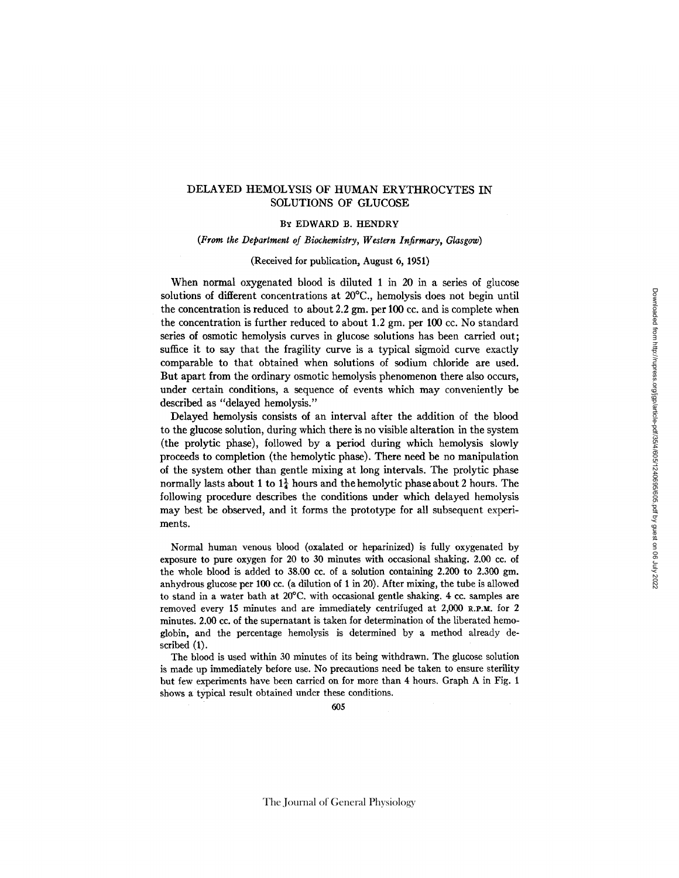# DELAYED HEMOLYSIS OF HUMAN ERYTHROCYTES IN SOLUTIONS OF GLUCOSE

By EDWARD B. HENDRY

*(From the Department of Biochemistry, Western Infirmary, Glasgow)*

(Received for publication, August 6, 1951)

When normal oxygenated blood is diluted 1 in 20 in a series of glucose solutions of different concentrations at 20°C., hemolysis does not begin until the concentration is reduced to about 2.2 gm. per 100 cc. and is complete when the concentration is further reduced to about 1.2 gm. per 100 cc. No standard series of osmotic hemolysis curves in glucose solutions has been carried out; suffice it to say that the fragility curve is a typical sigmoid curve exactly comparable to that obtained when solutions of sodium chloride are used. But apart from the ordinary osmotic hemolysis phenomenon there also occurs, under certain conditions, a sequence of events which may conveniently be described as "delayed hemolysis."

Delayed hemolysis consists of an interval after the addition of the blood to the glucose solution, during which there is no visible alteration in the system (the prolytic phase), followed by a period during which hemolysis slowly proceeds to completion (the hemolytic phase). There need be no manipulation of the system other than gentle mixing at long intervals. The prolytic phase normally lasts about 1 to $1\frac{1}{4}$ hours and the hemolytic phase about 2 hours. The following procedure describes the conditions under which delayed hemolysis may best be observed, and it forms the prototype for all subsequent experiments.

Normal human venous blood (oxalated or heparinized) is fully oxygenated by exposure to pure oxygen for 20 to 30 minutes with occasional shaking. 2.00 cc. of the whole blood is added to 38.00 cc. of a solution containing 2.200 to 2.300 gm. anhydrous glucose per 100 cc. (a dilution of 1 in 20). After mixing, the tube is allowed to stand in a water bath at 20°C. with occasional gentle shaking. 4 cc. samples are removed every 15 minutes and are immediately centrifuged at 2,000 R.P.M. for 2 minutes. 2.00 cc. of the supernatant is taken for determination of the liberated hemoglobin, and the percentage hemolysis is determined by a method already described (1).

The blood is used within 30 minutes of its being withdrawn. The glucose solution is made up immediately before use. No precautions need be taken to ensure sterility but few experiments have been carried on for more than 4 hours. Graph A in Fig. 1 shows a typical result obtained under these conditions.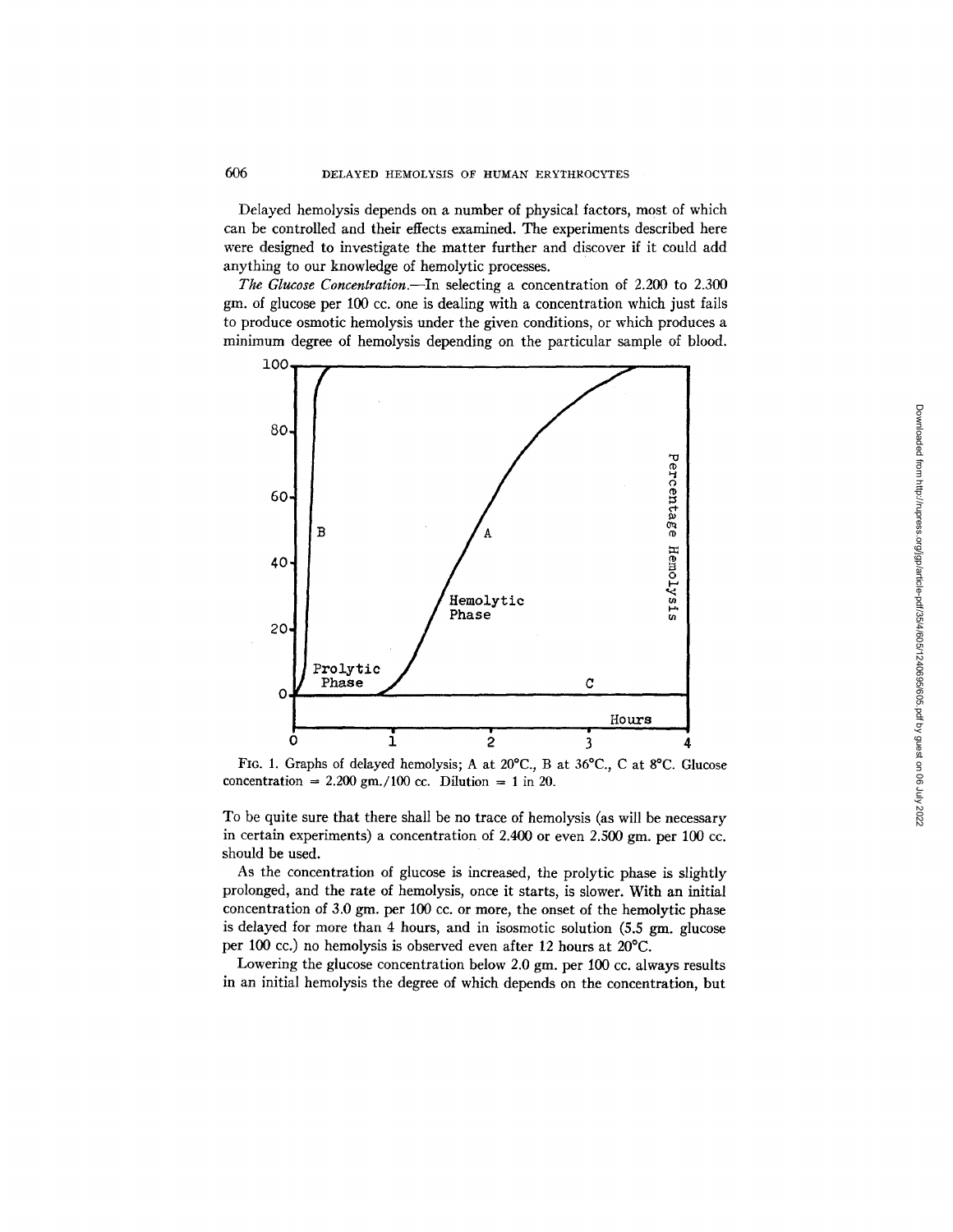Delayed hemolysis depends on a number of physical factors, most of which can be controlled and their effects examined. The experiments described here were designed to investigate the matter further and discover if it could add anything to our knowledge of hemolytic processes.

*The Glucose Concentration.*—In selecting a concentration of 2.200 to 2.300 gm. of glucose per 100 cc. one is dealing with a concentration which just fails to produce osmotic hemolysis under the given conditions, or which produces a minimum degree of hemolysis depending on the particular sample of blood.

FIG. 1. Graphs of delayed hemolysis; A at 20°C., B at 36°C., C at 8°C. Glucose concentration = 2.200 gm./100 cc. Dilution = 1 in 20.

To be quite sure that there shall be no trace of hemolysis (as will be necessary in certain experiments) a concentration of 2.400 or even 2.500 gm. per 100 cc. should be used.

As the concentration of glucose is increased, the prolytic phase is slightly prolonged, and the rate of hemolysis, once it starts, is slower. With an initial concentration of 3.0 gm. per 100 cc. or more, the onset of the hemolytic phase is delayed for more than 4 hours, and in isosmotic solution (5.5 gm. glucose per 100 cc.) no hemolysis is observed even after 12 hours at 20°C.

Lowering the glucose concentration below 2.0 gm. per 100 cc. always results in an initial hemolysis the degree of which depends on the concentration, but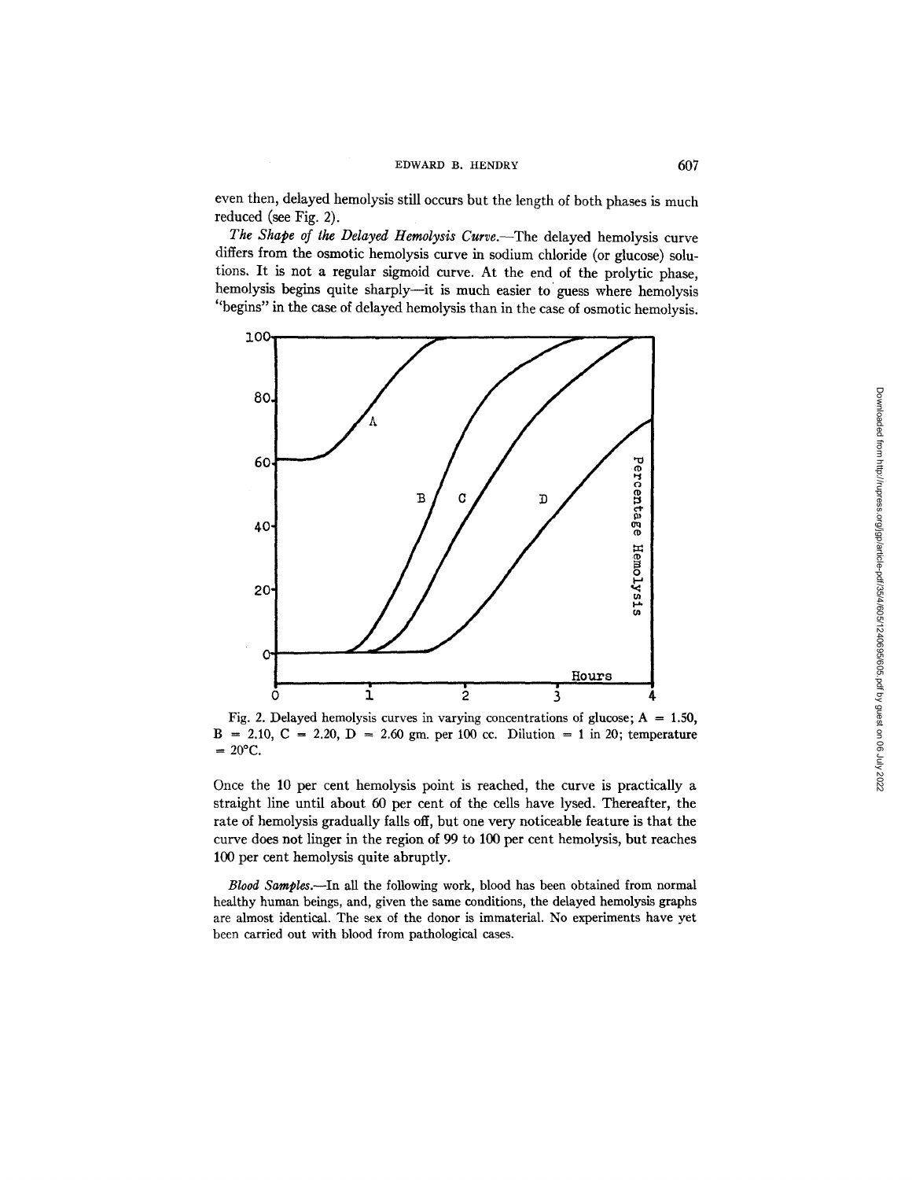even then, delayed hemolysis still occurs but the length of both phases is much reduced (see Fig. 2).

*The Shape of the Delayed Hemolysis Curve.*—The delayed hemolysis curve differs from the osmotic hemolysis curve in sodium chloride (or glucose) solutions. It is not a regular sigmoid curve. At the end of the prolytic phase, hemolysis begins quite sharply—it is much easier to guess where hemolysis "begins" in the case of delayed hemolysis than in the case of osmotic hemolysis.

Fig. 2. Delayed hemolysis curves in varying concentrations of glucose; A = 1.50, B = 2.10, C = 2.20, D = 2.60 gm. per 100 cc. Dilution = 1 in 20; temperature = 20°C.

Once the 10 per cent hemolysis point is reached, the curve is practically a straight line until about 60 per cent of the cells have lysed. Thereafter, the rate of hemolysis gradually falls off, but one very noticeable feature is that the curve does not linger in the region of 99 to 100 per cent hemolysis, but reaches 100 per cent hemolysis quite abruptly.

*Blood Samples.*—In all the following work, blood has been obtained from normal healthy human beings, and, given the same conditions, the delayed hemolysis graphs are almost identical. The sex of the donor is immaterial. No experiments have yet been carried out with blood from pathological cases.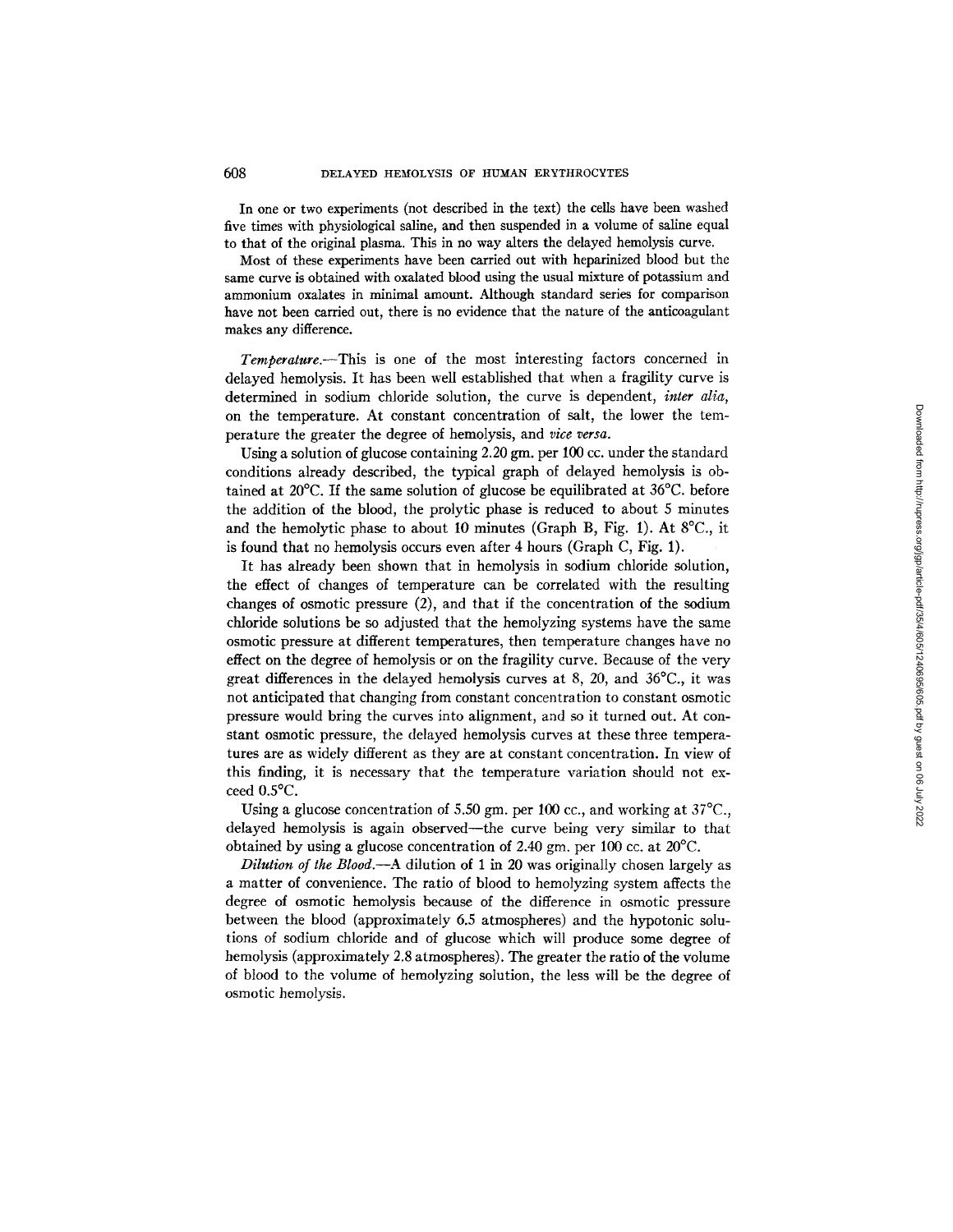In one or two experiments (not described in the text) the cells have been washed five times with physiological saline, and then suspended in a volume of saline equal to that of the original plasma. This in no way alters the delayed hemolysis curve.

Most of these experiments have been carried out with heparinized blood but the same curve is obtained with oxalated blood using the usual mixture of potassium and ammonium oxalates in minimal amount. Although standard series for comparison have not been carried out, there is no evidence that the nature of the anticoagulant makes any difference.

*Temperature.*—This is one of the most interesting factors concerned in delayed hemolysis. It has been well established that when a fragility curve is determined in sodium chloride solution, the curve is dependent, *inter alia*, on the temperature. At constant concentration of salt, the lower the temperature the greater the degree of hemolysis, and *vice versa*.

Using a solution of glucose containing 2.20 gm. per 100 cc. under the standard conditions already described, the typical graph of delayed hemolysis is obtained at 20°C. If the same solution of glucose be equilibrated at 36°C. before the addition of the blood, the prolytic phase is reduced to about 5 minutes and the hemolytic phase to about 10 minutes (Graph B, Fig. 1). At 8°C., it is found that no hemolysis occurs even after 4 hours (Graph C, Fig. 1).

It has already been shown that in hemolysis in sodium chloride solution, the effect of changes of temperature can be correlated with the resulting changes of osmotic pressure (2), and that if the concentration of the sodium chloride solutions be so adjusted that the hemolyzing systems have the same osmotic pressure at different temperatures, then temperature changes have no effect on the degree of hemolysis or on the fragility curve. Because of the very great differences in the delayed hemolysis curves at 8, 20, and 36°C., it was not anticipated that changing from constant concentration to constant osmotic pressure would bring the curves into alignment, and so it turned out. At constant osmotic pressure, the delayed hemolysis curves at these three temperatures are as widely different as they are at constant concentration. In view of this finding, it is necessary that the temperature variation should not exceed 0.5°C.

Using a glucose concentration of 5.50 gm. per 100 cc., and working at 37°C., delayed hemolysis is again observed—the curve being very similar to that obtained by using a glucose concentration of 2.40 gm. per 100 cc. at 20°C.

*Dilution of the Blood.*—A dilution of 1 in 20 was originally chosen largely as a matter of convenience. The ratio of blood to hemolyzing system affects the degree of osmotic hemolysis because of the difference in osmotic pressure between the blood (approximately 6.5 atmospheres) and the hypotonic solutions of sodium chloride and of glucose which will produce some degree of hemolysis (approximately 2.8 atmospheres). The greater the ratio of the volume of blood to the volume of hemolyzing solution, the less will be the degree of osmotic hemolysis.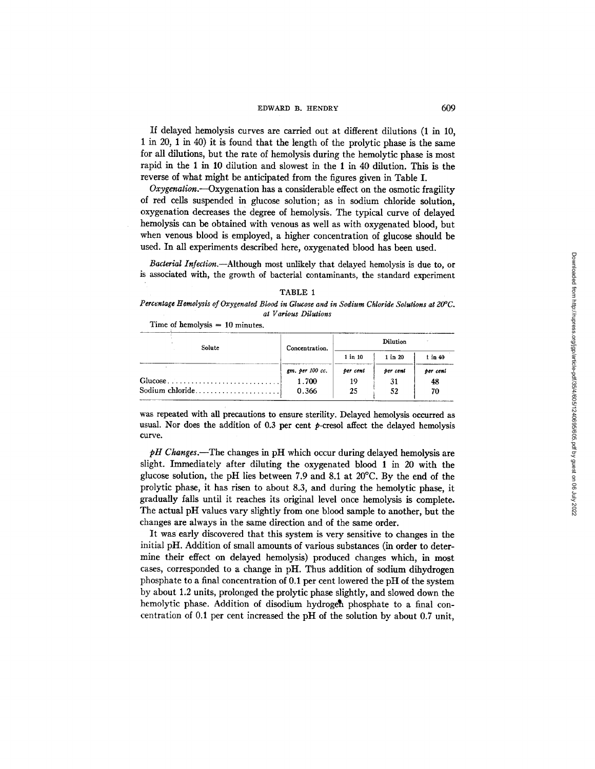If delayed hemolysis curves are carried out at different dilutions (1 in 10, 1 in 20, 1 in 40) it is found that the length of the prolytic phase is the same for all dilutions, but the rate of hemolysis during the hemolytic phase is most rapid in the 1 in 10 dilution and slowest in the 1 in 40 dilution. This is the reverse of what might be anticipated from the figures given in Table I.

*Oxygenation.*—Oxygenation has a considerable effect on the osmotic fragility of red cells suspended in glucose solution; as in sodium chloride solution, oxygenation decreases the degree of hemolysis. The typical curve of delayed hemolysis can be obtained with venous as well as with oxygenated blood, but when venous blood is employed, a higher concentration of glucose should be used. In all experiments described here, oxygenated blood has been used.

*Bacterial Infection.*—Although most unlikely that delayed hemolysis is due to, or is associated with, the growth of bacterial contaminants, the standard experiment was repeated with all precautions to ensure sterility. Delayed hemolysis occurred as usual. Nor does the addition of 0.3 per cent *p*-cresol affect the delayed hemolysis curve.

TABLE 1

*Percentage Hemolysis of Oxygenated Blood in Glucose and in Sodium Chloride Solutions at 20°C. at Various Dilutions*

Time of hemolysis = 10 minutes.

| Solute | Concentration. | Dilution | | |
|---|---|---|---|---|
| | | 1 in 10 | 1 in 20 | 1 in 40 |
| | *gm. per 100 cc.* | *per cent* | *per cent* | *per cent* |
| Glucose | 1.700 | 19 | 31 | 48 |
| Sodium chloride | 0.366 | 25 | 52 | 70 |

*pH Changes.*—The changes in pH which occur during delayed hemolysis are slight. Immediately after diluting the oxygenated blood 1 in 20 with the glucose solution, the pH lies between 7.9 and 8.1 at 20°C. By the end of the prolytic phase, it has risen to about 8.3, and during the hemolytic phase, it gradually falls until it reaches its original level once hemolysis is complete. The actual pH values vary slightly from one blood sample to another, but the changes are always in the same direction and of the same order.

It was early discovered that this system is very sensitive to changes in the initial pH. Addition of small amounts of various substances (in order to determine their effect on delayed hemolysis) produced changes which, in most cases, corresponded to a change in pH. Thus addition of sodium dihydrogen phosphate to a final concentration of 0.1 per cent lowered the pH of the system by about 1.2 units, prolonged the prolytic phase slightly, and slowed down the hemolytic phase. Addition of disodium hydrogen phosphate to a final concentration of 0.1 per cent increased the pH of the solution by about 0.7 unit,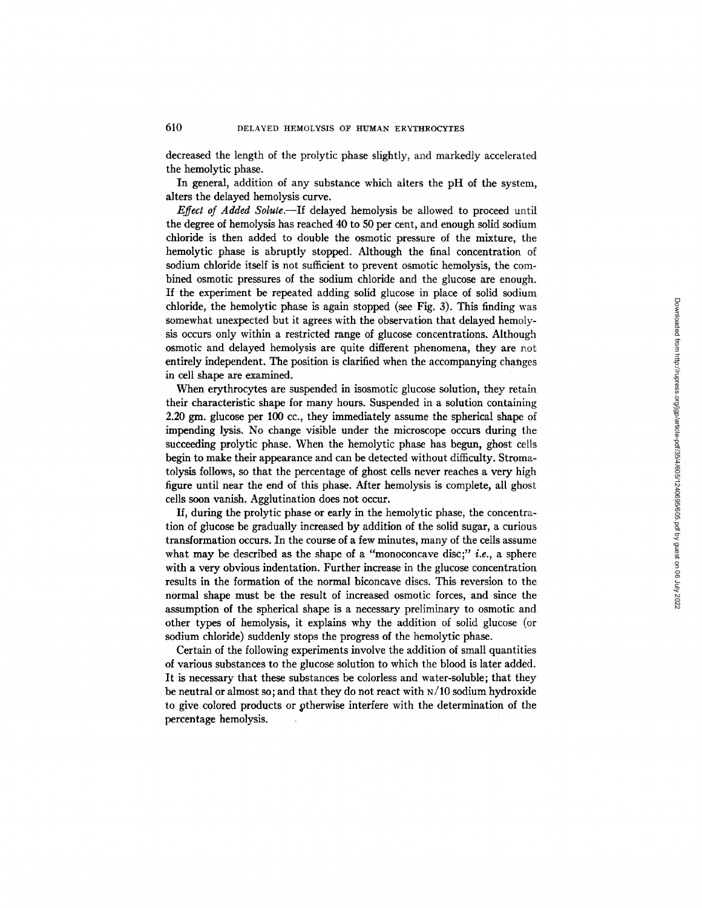decreased the length of the prolytic phase slightly, and markedly accelerated the hemolytic phase.

In general, addition of any substance which alters the pH of the system, alters the delayed hemolysis curve.

*Effect of Added Solute.*—If delayed hemolysis be allowed to proceed until the degree of hemolysis has reached 40 to 50 per cent, and enough solid sodium chloride is then added to double the osmotic pressure of the mixture, the hemolytic phase is abruptly stopped. Although the final concentration of sodium chloride itself is not sufficient to prevent osmotic hemolysis, the combined osmotic pressures of the sodium chloride and the glucose are enough. If the experiment be repeated adding solid glucose in place of solid sodium chloride, the hemolytic phase is again stopped (see Fig. 3). This finding was somewhat unexpected but it agrees with the observation that delayed hemolysis occurs only within a restricted range of glucose concentrations. Although osmotic and delayed hemolysis are quite different phenomena, they are not entirely independent. The position is clarified when the accompanying changes in cell shape are examined.

When erythrocytes are suspended in isosmotic glucose solution, they retain their characteristic shape for many hours. Suspended in a solution containing 2.20 gm. glucose per 100 cc., they immediately assume the spherical shape of impending lysis. No change visible under the microscope occurs during the succeeding prolytic phase. When the hemolytic phase has begun, ghost cells begin to make their appearance and can be detected without difficulty. Stromatolysis follows, so that the percentage of ghost cells never reaches a very high figure until near the end of this phase. After hemolysis is complete, all ghost cells soon vanish. Agglutination does not occur.

If, during the prolytic phase or early in the hemolytic phase, the concentration of glucose be gradually increased by addition of the solid sugar, a curious transformation occurs. In the course of a few minutes, many of the cells assume what may be described as the shape of a "monoconcave disc;" *i.e.*, a sphere with a very obvious indentation. Further increase in the glucose concentration results in the formation of the normal biconcave discs. This reversion to the normal shape must be the result of increased osmotic forces, and since the assumption of the spherical shape is a necessary preliminary to osmotic and other types of hemolysis, it explains why the addition of solid glucose (or sodium chloride) suddenly stops the progress of the hemolytic phase.

Certain of the following experiments involve the addition of small quantities of various substances to the glucose solution to which the blood is later added. It is necessary that these substances be colorless and water-soluble; that they be neutral or almost so; and that they do not react with N/10 sodium hydroxide to give colored products or otherwise interfere with the determination of the percentage hemolysis.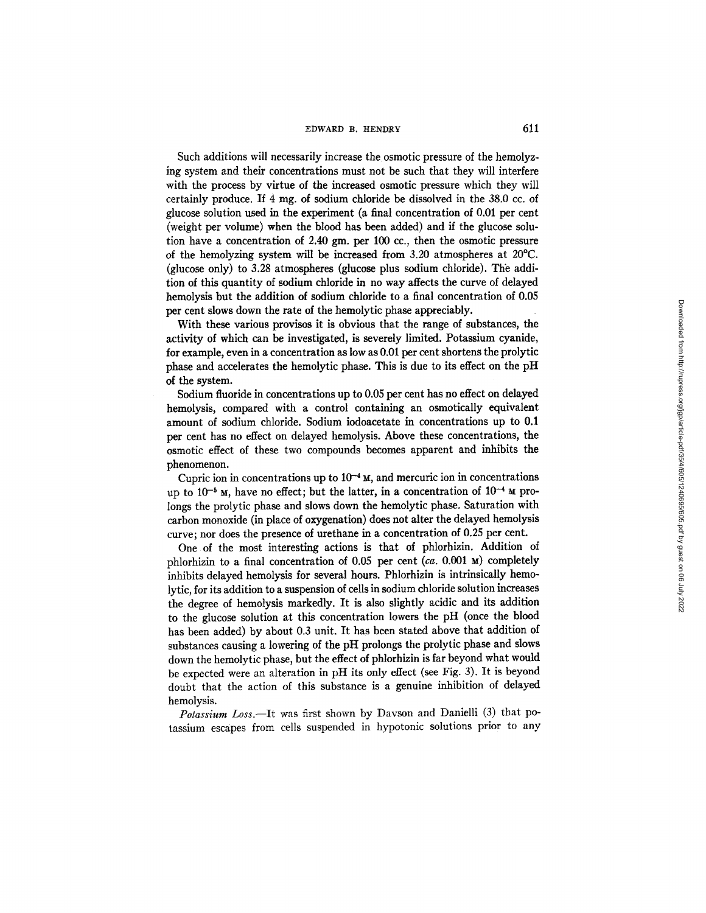Such additions will necessarily increase the osmotic pressure of the hemolyzing system and their concentrations must not be such that they will interfere with the process by virtue of the increased osmotic pressure which they will certainly produce. If 4 mg. of sodium chloride be dissolved in the 38.0 cc. of glucose solution used in the experiment (a final concentration of 0.01 per cent (weight per volume) when the blood has been added) and if the glucose solution have a concentration of 2.40 gm. per 100 cc., then the osmotic pressure of the hemolyzing system will be increased from 3.20 atmospheres at 20°C. (glucose only) to 3.28 atmospheres (glucose plus sodium chloride). The addition of this quantity of sodium chloride in no way affects the curve of delayed hemolysis but the addition of sodium chloride to a final concentration of 0.05 per cent slows down the rate of the hemolytic phase appreciably.

With these various provisos it is obvious that the range of substances, the activity of which can be investigated, is severely limited. Potassium cyanide, for example, even in a concentration as low as 0.01 per cent shortens the prolytic phase and accelerates the hemolytic phase. This is due to its effect on the pH of the system.

Sodium fluoride in concentrations up to 0.05 per cent has no effect on delayed hemolysis, compared with a control containing an osmotically equivalent amount of sodium chloride. Sodium iodoacetate in concentrations up to 0.1 per cent has no effect on delayed hemolysis. Above these concentrations, the osmotic effect of these two compounds becomes apparent and inhibits the phenomenon.

Cupric ion in concentrations up to $10^{-4}$ M, and mercuric ion in concentrations up to $10^{-5}$ M, have no effect; but the latter, in a concentration of $10^{-4}$ M prolongs the prolytic phase and slows down the hemolytic phase. Saturation with carbon monoxide (in place of oxygenation) does not alter the delayed hemolysis curve; nor does the presence of urethane in a concentration of 0.25 per cent.

One of the most interesting actions is that of phlorhizin. Addition of phlorhizin to a final concentration of 0.05 per cent (*ca.* 0.001 M) completely inhibits delayed hemolysis for several hours. Phlorhizin is intrinsically hemolytic, for its addition to a suspension of cells in sodium chloride solution increases the degree of hemolysis markedly. It is also slightly acidic and its addition to the glucose solution at this concentration lowers the pH (once the blood has been added) by about 0.3 unit. It has been stated above that addition of substances causing a lowering of the pH prolongs the prolytic phase and slows down the hemolytic phase, but the effect of phlorhizin is far beyond what would be expected were an alteration in pH its only effect (see Fig. 3). It is beyond doubt that the action of this substance is a genuine inhibition of delayed hemolysis.

*Potassium Loss.*—It was first shown by Davson and Danielli (3) that potassium escapes from cells suspended in hypotonic solutions prior to any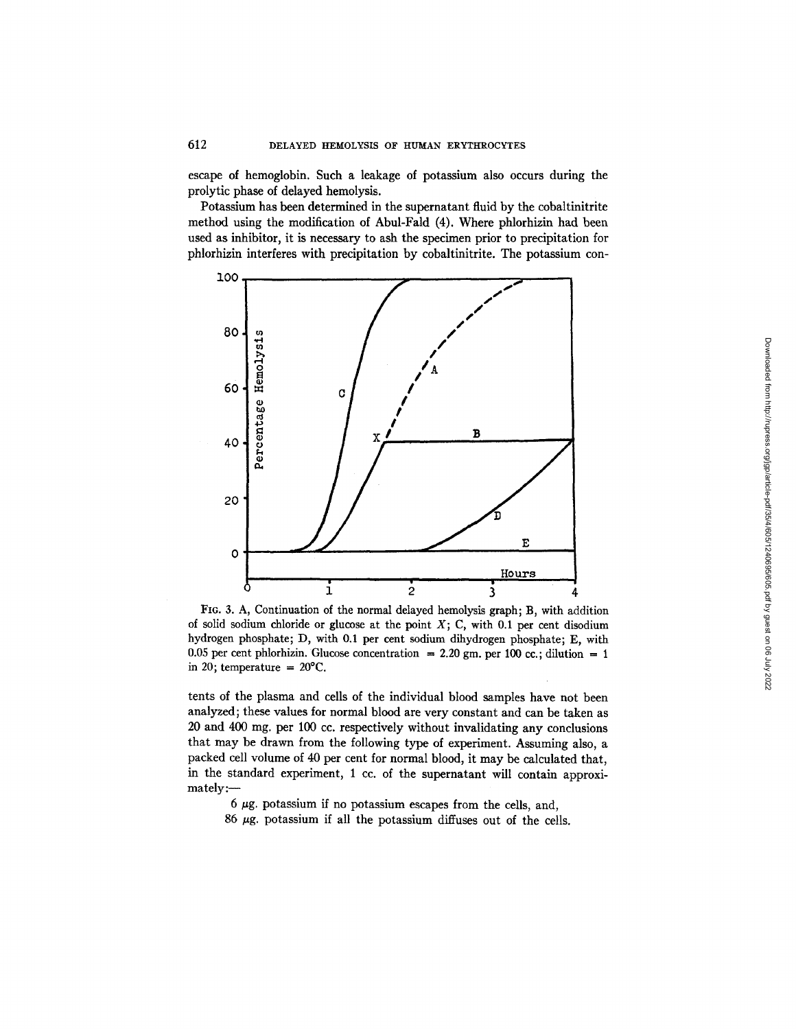escape of hemoglobin. Such a leakage of potassium also occurs during the prolytic phase of delayed hemolysis.

Potassium has been determined in the supernatant fluid by the cobaltinitrite method using the modification of Abul-Fald (4). Where phlorhizin had been used as inhibitor, it is necessary to ash the specimen prior to precipitation for phlorhizin interferes with precipitation by cobaltinitrite. The potassium con-

FIG. 3. A, Continuation of the normal delayed hemolysis graph; B, with addition of solid sodium chloride or glucose at the point *X*; C, with 0.1 per cent disodium hydrogen phosphate; D, with 0.1 per cent sodium dihydrogen phosphate; E, with 0.05 per cent phlorhizin. Glucose concentration = 2.20 gm. per 100 cc.; dilution = 1 in 20; temperature = 20°C.

tents of the plasma and cells of the individual blood samples have not been analyzed; these values for normal blood are very constant and can be taken as 20 and 400 mg. per 100 cc. respectively without invalidating any conclusions that may be drawn from the following type of experiment. Assuming also, a packed cell volume of 40 per cent for normal blood, it may be calculated that, in the standard experiment, 1 cc. of the supernatant will contain approximately:—

6 μg. potassium if no potassium escapes from the cells, and,
86 μg. potassium if all the potassium diffuses out of the cells.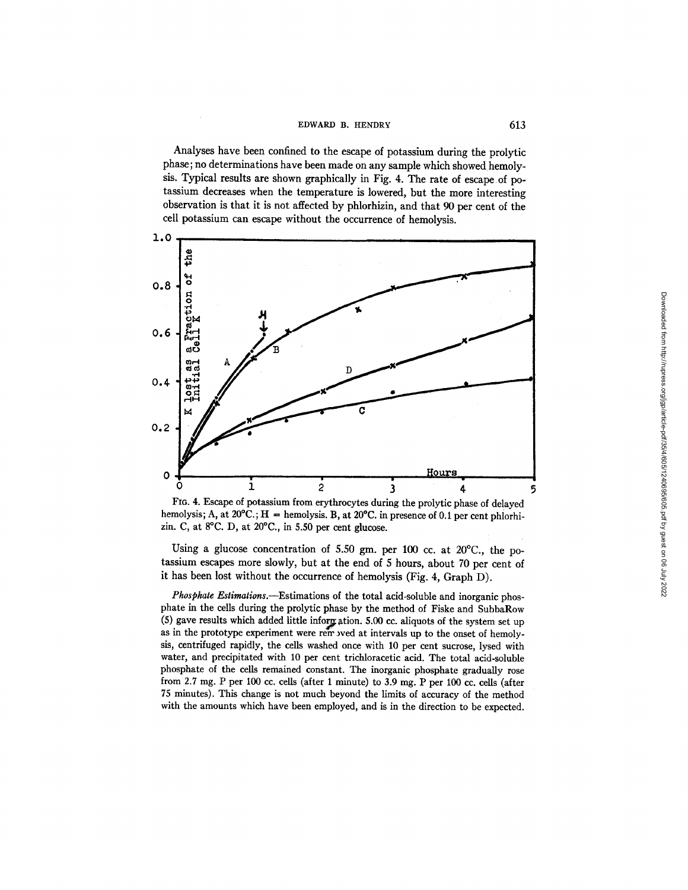Analyses have been confined to the escape of potassium during the prolytic phase; no determinations have been made on any sample which showed hemolysis. Typical results are shown graphically in Fig. 4. The rate of escape of potassium decreases when the temperature is lowered, but the more interesting observation is that it is not affected by phlorhizin, and that 90 per cent of the cell potassium can escape without the occurrence of hemolysis.

FIG. 4. Escape of potassium from erythrocytes during the prolytic phase of delayed hemolysis; A, at 20°C.; H = hemolysis. B, at 20°C. in presence of 0.1 per cent phlorhizin. C, at 8°C. D, at 20°C., in 5.50 per cent glucose.

Using a glucose concentration of 5.50 gm. per 100 cc. at 20°C., the potassium escapes more slowly, but at the end of 5 hours, about 70 per cent of it has been lost without the occurrence of hemolysis (Fig. 4, Graph D).

*Phosphate Estimations.*—Estimations of the total acid-soluble and inorganic phosphate in the cells during the prolytic phase by the method of Fiske and SubbaRow (5) gave results which added little information. 5.00 cc. aliquots of the system set up as in the prototype experiment were removed at intervals up to the onset of hemolysis, centrifuged rapidly, the cells washed once with 10 per cent sucrose, lysed with water, and precipitated with 10 per cent trichloracetic acid. The total acid-soluble phosphate of the cells remained constant. The inorganic phosphate gradually rose from 2.7 mg. P per 100 cc. cells (after 1 minute) to 3.9 mg. P per 100 cc. cells (after 75 minutes). This change is not much beyond the limits of accuracy of the method with the amounts which have been employed, and is in the direction to be expected.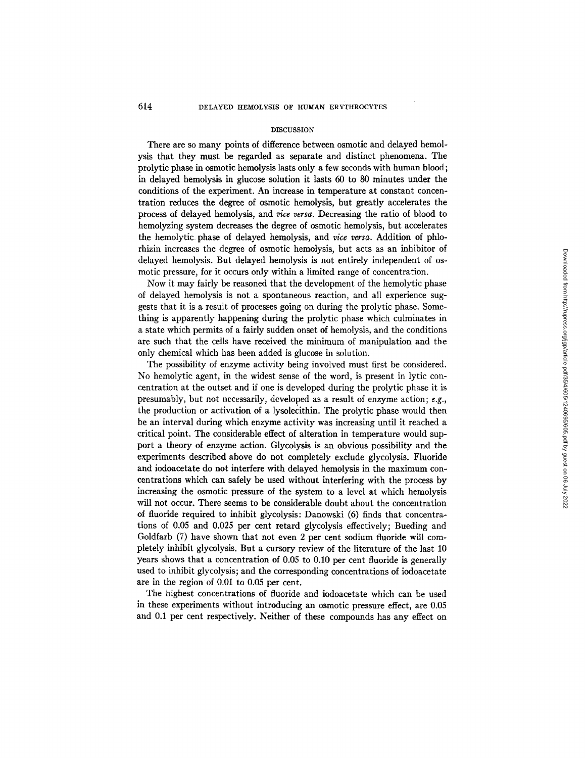## DISCUSSION

There are so many points of difference between osmotic and delayed hemolysis that they must be regarded as separate and distinct phenomena. The prolytic phase in osmotic hemolysis lasts only a few seconds with human blood; in delayed hemolysis in glucose solution it lasts 60 to 80 minutes under the conditions of the experiment. An increase in temperature at constant concentration reduces the degree of osmotic hemolysis, but greatly accelerates the process of delayed hemolysis, and *vice versa*. Decreasing the ratio of blood to hemolyzing system decreases the degree of osmotic hemolysis, but accelerates the hemolytic phase of delayed hemolysis, and *vice versa*. Addition of phlorhizin increases the degree of osmotic hemolysis, but acts as an inhibitor of delayed hemolysis. But delayed hemolysis is not entirely independent of osmotic pressure, for it occurs only within a limited range of concentration.

Now it may fairly be reasoned that the development of the hemolytic phase of delayed hemolysis is not a spontaneous reaction, and all experience suggests that it is a result of processes going on during the prolytic phase. Something is apparently happening during the prolytic phase which culminates in a state which permits of a fairly sudden onset of hemolysis, and the conditions are such that the cells have received the minimum of manipulation and the only chemical which has been added is glucose in solution.

The possibility of enzyme activity being involved must first be considered. No hemolytic agent, in the widest sense of the word, is present in lytic concentration at the outset and if one is developed during the prolytic phase it is presumably, but not necessarily, developed as a result of enzyme action; *e.g.*, the production or activation of a lysolecithin. The prolytic phase would then be an interval during which enzyme activity was increasing until it reached a critical point. The considerable effect of alteration in temperature would support a theory of enzyme action. Glycolysis is an obvious possibility and the experiments described above do not completely exclude glycolysis. Fluoride and iodoacetate do not interfere with delayed hemolysis in the maximum concentrations which can safely be used without interfering with the process by increasing the osmotic pressure of the system to a level at which hemolysis will not occur. There seems to be considerable doubt about the concentration of fluoride required to inhibit glycolysis: Danowski (6) finds that concentrations of 0.05 and 0.025 per cent retard glycolysis effectively; Bueding and Goldfarb (7) have shown that not even 2 per cent sodium fluoride will completely inhibit glycolysis. But a cursory review of the literature of the last 10 years shows that a concentration of 0.05 to 0.10 per cent fluoride is generally used to inhibit glycolysis; and the corresponding concentrations of iodoacetate are in the region of 0.01 to 0.05 per cent.

The highest concentrations of fluoride and iodoacetate which can be used in these experiments without introducing an osmotic pressure effect, are 0.05 and 0.1 per cent respectively. Neither of these compounds has any effect on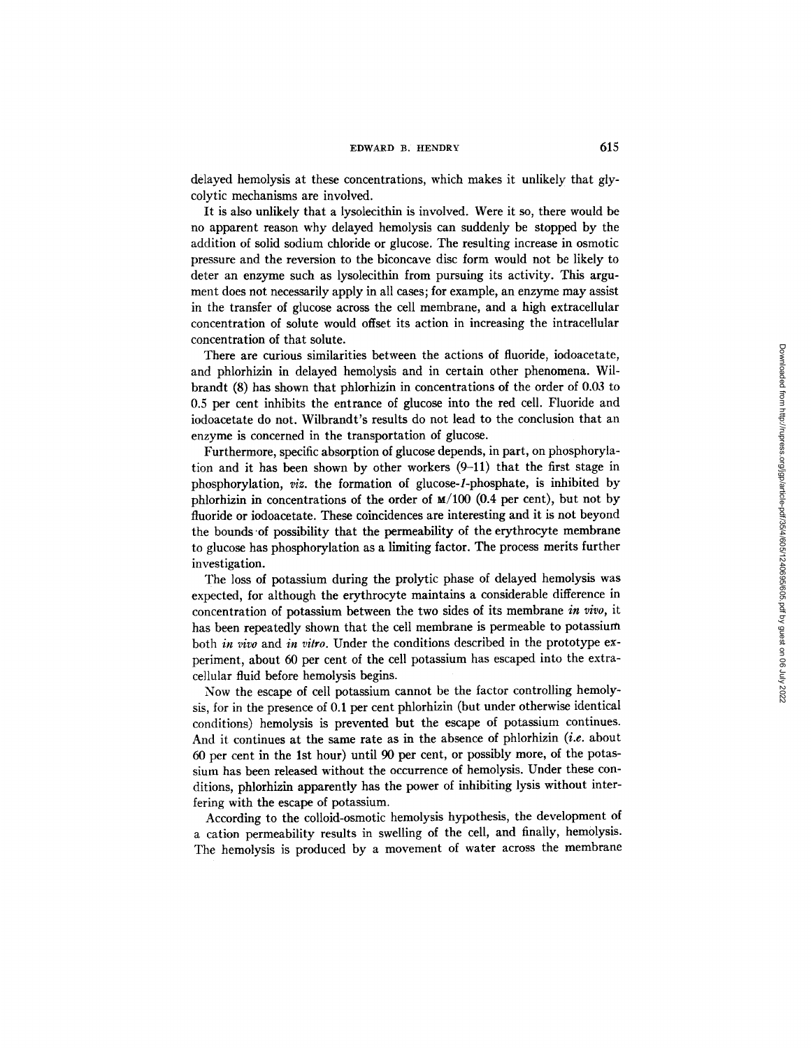delayed hemolysis at these concentrations, which makes it unlikely that glycolytic mechanisms are involved.

It is also unlikely that a lysolecithin is involved. Were it so, there would be no apparent reason why delayed hemolysis can suddenly be stopped by the addition of solid sodium chloride or glucose. The resulting increase in osmotic pressure and the reversion to the biconcave disc form would not be likely to deter an enzyme such as lysolecithin from pursuing its activity. This argument does not necessarily apply in all cases; for example, an enzyme may assist in the transfer of glucose across the cell membrane, and a high extracellular concentration of solute would offset its action in increasing the intracellular concentration of that solute.

There are curious similarities between the actions of fluoride, iodoacetate, and phlorhizin in delayed hemolysis and in certain other phenomena. Wilbrandt (8) has shown that phlorhizin in concentrations of the order of 0.03 to 0.5 per cent inhibits the entrance of glucose into the red cell. Fluoride and iodoacetate do not. Wilbrandt's results do not lead to the conclusion that an enzyme is concerned in the transportation of glucose.

Furthermore, specific absorption of glucose depends, in part, on phosphorylation and it has been shown by other workers (9–11) that the first stage in phosphorylation, *viz.* the formation of glucose-*1*-phosphate, is inhibited by phlorhizin in concentrations of the order of M/100 (0.4 per cent), but not by fluoride or iodoacetate. These coincidences are interesting and it is not beyond the bounds of possibility that the permeability of the erythrocyte membrane to glucose has phosphorylation as a limiting factor. The process merits further investigation.

The loss of potassium during the prolytic phase of delayed hemolysis was expected, for although the erythrocyte maintains a considerable difference in concentration of potassium between the two sides of its membrane *in vivo*, it has been repeatedly shown that the cell membrane is permeable to potassium both *in vivo* and *in vitro*. Under the conditions described in the prototype experiment, about 60 per cent of the cell potassium has escaped into the extracellular fluid before hemolysis begins.

Now the escape of cell potassium cannot be the factor controlling hemolysis, for in the presence of 0.1 per cent phlorhizin (but under otherwise identical conditions) hemolysis is prevented but the escape of potassium continues. And it continues at the same rate as in the absence of phlorhizin (*i.e.* about 60 per cent in the 1st hour) until 90 per cent, or possibly more, of the potassium has been released without the occurrence of hemolysis. Under these conditions, phlorhizin apparently has the power of inhibiting lysis without interfering with the escape of potassium.

According to the colloid-osmotic hemolysis hypothesis, the development of a cation permeability results in swelling of the cell, and finally, hemolysis. The hemolysis is produced by a movement of water across the membrane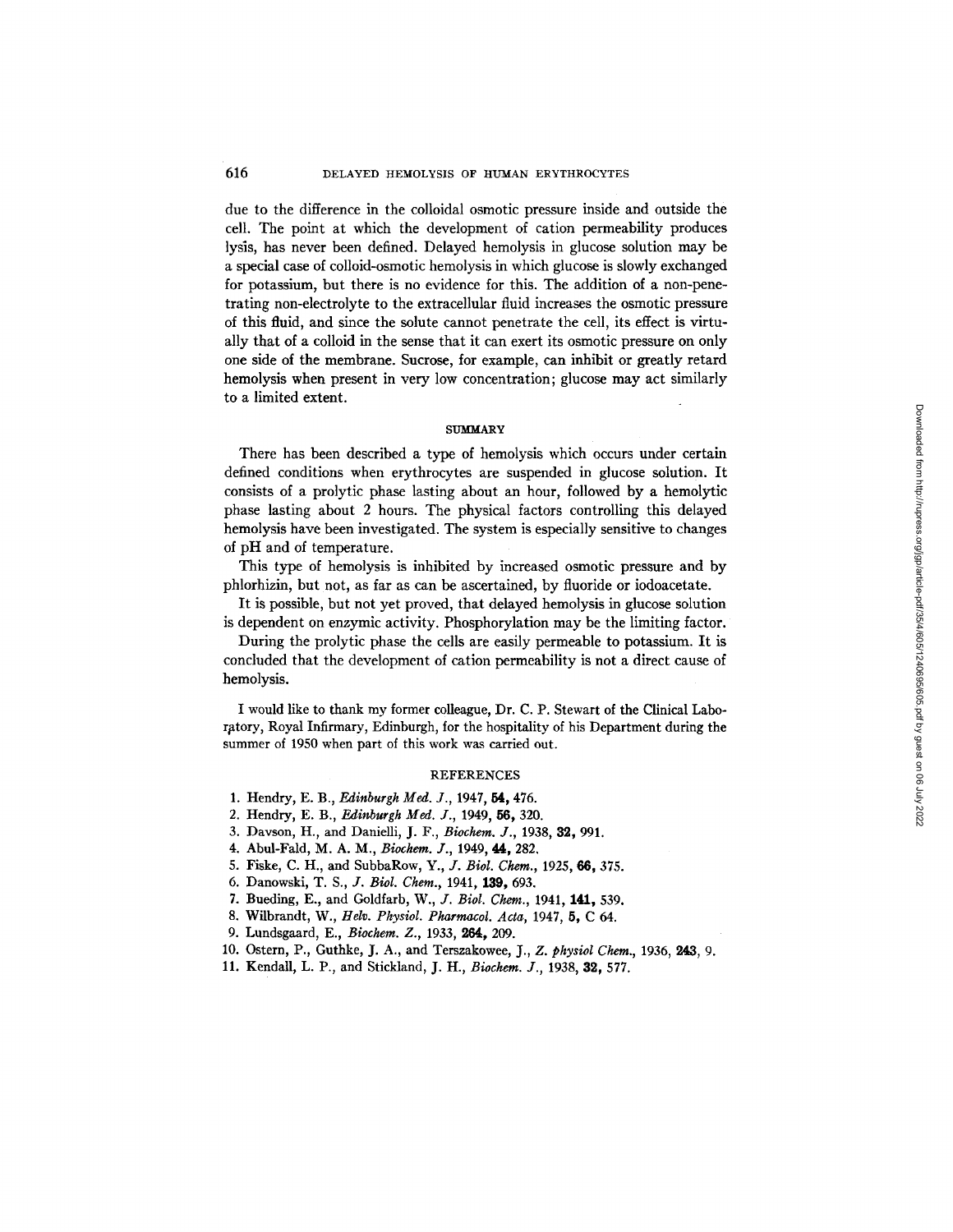due to the difference in the colloidal osmotic pressure inside and outside the cell. The point at which the development of cation permeability produces lysis, has never been defined. Delayed hemolysis in glucose solution may be a special case of colloid-osmotic hemolysis in which glucose is slowly exchanged for potassium, but there is no evidence for this. The addition of a non-penetrating non-electrolyte to the extracellular fluid increases the osmotic pressure of this fluid, and since the solute cannot penetrate the cell, its effect is virtually that of a colloid in the sense that it can exert its osmotic pressure on only one side of the membrane. Sucrose, for example, can inhibit or greatly retard hemolysis when present in very low concentration; glucose may act similarly to a limited extent.

## SUMMARY

There has been described a type of hemolysis which occurs under certain defined conditions when erythrocytes are suspended in glucose solution. It consists of a prolytic phase lasting about an hour, followed by a hemolytic phase lasting about 2 hours. The physical factors controlling this delayed hemolysis have been investigated. The system is especially sensitive to changes of pH and of temperature.

This type of hemolysis is inhibited by increased osmotic pressure and by phlorhizin, but not, as far as can be ascertained, by fluoride or iodoacetate.

It is possible, but not yet proved, that delayed hemolysis in glucose solution is dependent on enzymic activity. Phosphorylation may be the limiting factor.

During the prolytic phase the cells are easily permeable to potassium. It is concluded that the development of cation permeability is not a direct cause of hemolysis.

I would like to thank my former colleague, Dr. C. P. Stewart of the Clinical Laboratory, Royal Infirmary, Edinburgh, for the hospitality of his Department during the summer of 1950 when part of this work was carried out.

## REFERENCES

1. Hendry, E. B., *Edinburgh Med. J.*, 1947, **54,** 476.
2. Hendry, E. B., *Edinburgh Med. J.*, 1949, **56,** 320.
3. Davson, H., and Danielli, J. F., *Biochem. J.*, 1938, **32,** 991.
4. Abul-Fald, M. A. M., *Biochem. J.*, 1949, **44,** 282.
5. Fiske, C. H., and SubbaRow, Y., *J. Biol. Chem.*, 1925, **66,** 375.
6. Danowski, T. S., *J. Biol. Chem.*, 1941, **139,** 693.
7. Bueding, E., and Goldfarb, W., *J. Biol. Chem.*, 1941, **141,** 539.
8. Wilbrandt, W., *Helv. Physiol. Pharmacol. Acta*, 1947, **5,** C 64.
9. Lundsgaard, E., *Biochem. Z.*, 1933, **264,** 209.
10. Ostern, P., Guthke, J. A., and Terszakowee, J., *Z. physiol Chem.*, 1936, **243,** 9.
11. Kendall, L. P., and Stickland, J. H., *Biochem. J.*, 1938, **32,** 577.